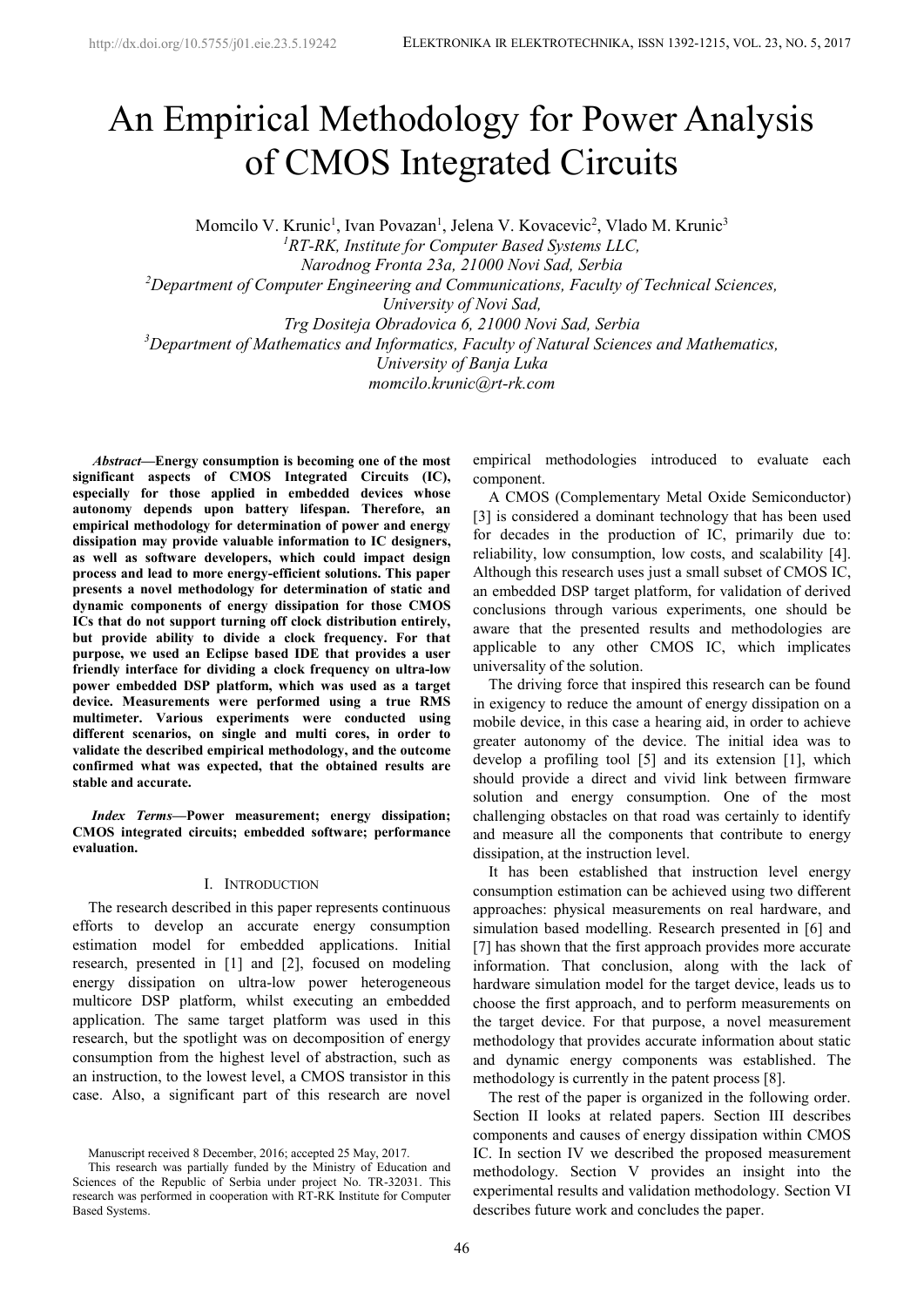# An Empirical Methodology for Power Analysis of CMOS Integrated Circuits

Momcilo V. Krunic[1], Ivan Povazan[1], Jelena V. Kovacevic[2], Vlado M. Krunic[3]

[1]*RT-RK, Institute for Computer Based Systems LLC, Narodnog Fronta 23a, 21000 Novi Sad, Serbia*

[2]*Department of Computer Engineering and Communications, Faculty of Technical Sciences, University of Novi Sad, Trg Dositeja Obradovica 6, 21000 Novi Sad, Serbia*

[3]*Department of Mathematics and Informatics, Faculty of Natural Sciences and Mathematics, University of Banja Luka*

*momcilo.krunic@rt-rk.com*

***Abstract*—Energy consumption is becoming one of the most significant aspects of CMOS Integrated Circuits (IC), especially for those applied in embedded devices whose autonomy depends upon battery lifespan. Therefore, an empirical methodology for determination of power and energy dissipation may provide valuable information to IC designers, as well as software developers, which could impact design process and lead to more energy-efficient solutions. This paper presents a novel methodology for determination of static and dynamic components of energy dissipation for those CMOS ICs that do not support turning off clock distribution entirely, but provide ability to divide a clock frequency. For that purpose, we used an Eclipse based IDE that provides a user friendly interface for dividing a clock frequency on ultra-low power embedded DSP platform, which was used as a target device. Measurements were performed using a true RMS multimeter. Various experiments were conducted using different scenarios, on single and multi cores, in order to validate the described empirical methodology, and the outcome confirmed what was expected, that the obtained results are stable and accurate.**

***Index Terms*—Power measurement; energy dissipation; CMOS integrated circuits; embedded software; performance evaluation.**

## I. Introduction

The research described in this paper represents continuous efforts to develop an accurate energy consumption estimation model for embedded applications. Initial research, presented in [1] and [2], focused on modeling energy dissipation on ultra-low power heterogeneous multicore DSP platform, whilst executing an embedded application. The same target platform was used in this research, but the spotlight was on decomposition of energy consumption from the highest level of abstraction, such as an instruction, to the lowest level, a CMOS transistor in this case. Also, a significant part of this research are novel empirical methodologies introduced to evaluate each component.

A CMOS (Complementary Metal Oxide Semiconductor) [3] is considered a dominant technology that has been used for decades in the production of IC, primarily due to: reliability, low consumption, low costs, and scalability [4]. Although this research uses just a small subset of CMOS IC, an embedded DSP target platform, for validation of derived conclusions through various experiments, one should be aware that the presented results and methodologies are applicable to any other CMOS IC, which implicates universality of the solution.

The driving force that inspired this research can be found in exigency to reduce the amount of energy dissipation on a mobile device, in this case a hearing aid, in order to achieve greater autonomy of the device. The initial idea was to develop a profiling tool [5] and its extension [1], which should provide a direct and vivid link between firmware solution and energy consumption. One of the most challenging obstacles on that road was certainly to identify and measure all the components that contribute to energy dissipation, at the instruction level.

It has been established that instruction level energy consumption estimation can be achieved using two different approaches: physical measurements on real hardware, and simulation based modelling. Research presented in [6] and [7] has shown that the first approach provides more accurate information. That conclusion, along with the lack of hardware simulation model for the target device, leads us to choose the first approach, and to perform measurements on the target device. For that purpose, a novel measurement methodology that provides accurate information about static and dynamic energy components was established. The methodology is currently in the patent process [8].

The rest of the paper is organized in the following order. Section II looks at related papers. Section III describes components and causes of energy dissipation within CMOS IC. In section IV we described the proposed measurement methodology. Section V provides an insight into the experimental results and validation methodology. Section VI describes future work and concludes the paper.

Manuscript received 8 December, 2016; accepted 25 May, 2017.

This research was partially funded by the Ministry of Education and Sciences of the Republic of Serbia under project No. TR-32031. This research was performed in cooperation with RT-RK Institute for Computer Based Systems.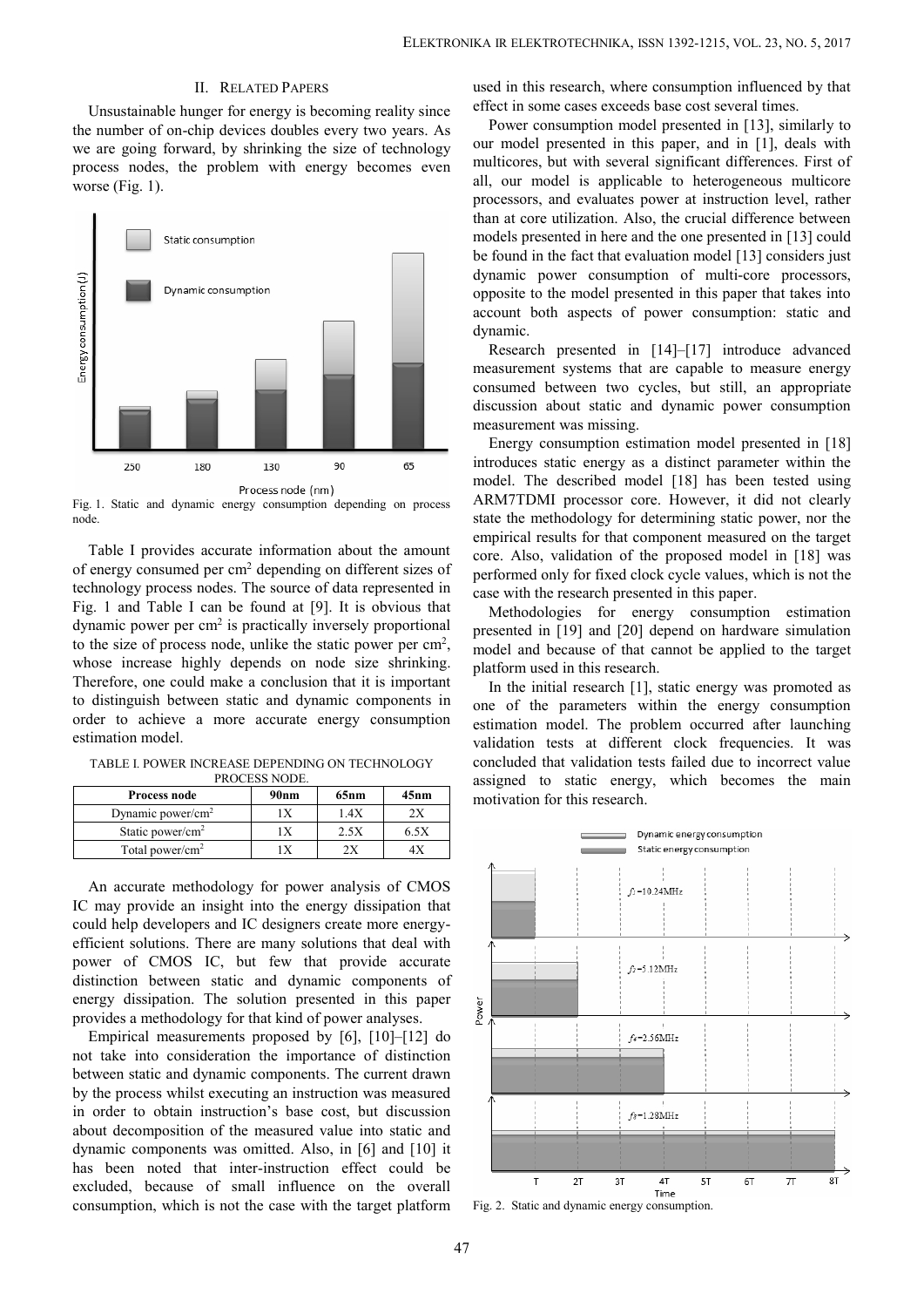## II. RELATED PAPERS

Unsustainable hunger for energy is becoming reality since the number of on-chip devices doubles every two years. As we are going forward, by shrinking the size of technology process nodes, the problem with energy becomes even worse (Fig. 1).

Fig. 1. Static and dynamic energy consumption depending on process node.

Table I provides accurate information about the amount of energy consumed per cm$^2$ depending on different sizes of technology process nodes. The source of data represented in Fig. 1 and Table I can be found at [9]. It is obvious that dynamic power per cm$^2$ is practically inversely proportional to the size of process node, unlike the static power per cm$^2$, whose increase highly depends on node size shrinking. Therefore, one could make a conclusion that it is important to distinguish between static and dynamic components in order to achieve a more accurate energy consumption estimation model.

TABLE I. POWER INCREASE DEPENDING ON TECHNOLOGY PROCESS NODE.

| Process node | 90nm | 65nm | 45nm |
|---|---|---|---|
| Dynamic power/cm$^2$ | 1X | 1.4X | 2X |
| Static power/cm$^2$ | 1X | 2.5X | 6.5X |
| Total power/cm$^2$ | 1X | 2X | 4X |

An accurate methodology for power analysis of CMOS IC may provide an insight into the energy dissipation that could help developers and IC designers create more energy-efficient solutions. There are many solutions that deal with power of CMOS IC, but few that provide accurate distinction between static and dynamic components of energy dissipation. The solution presented in this paper provides a methodology for that kind of power analyses.

Empirical measurements proposed by [6], [10]–[12] do not take into consideration the importance of distinction between static and dynamic components. The current drawn by the process whilst executing an instruction was measured in order to obtain instruction's base cost, but discussion about decomposition of the measured value into static and dynamic components was omitted. Also, in [6] and [10] it has been noted that inter-instruction effect could be excluded, because of small influence on the overall consumption, which is not the case with the target platform used in this research, where consumption influenced by that effect in some cases exceeds base cost several times.

Power consumption model presented in [13], similarly to our model presented in this paper, and in [1], deals with multicores, but with several significant differences. First of all, our model is applicable to heterogeneous multicore processors, and evaluates power at instruction level, rather than at core utilization. Also, the crucial difference between models presented in here and the one presented in [13] could be found in the fact that evaluation model [13] considers just dynamic power consumption of multi-core processors, opposite to the model presented in this paper that takes into account both aspects of power consumption: static and dynamic.

Research presented in [14]–[17] introduce advanced measurement systems that are capable to measure energy consumed between two cycles, but still, an appropriate discussion about static and dynamic power consumption measurement was missing.

Energy consumption estimation model presented in [18] introduces static energy as a distinct parameter within the model. The described model [18] has been tested using ARM7TDMI processor core. However, it did not clearly state the methodology for determining static power, nor the empirical results for that component measured on the target core. Also, validation of the proposed model in [18] was performed only for fixed clock cycle values, which is not the case with the research presented in this paper.

Methodologies for energy consumption estimation presented in [19] and [20] depend on hardware simulation model and because of that cannot be applied to the target platform used in this research.

In the initial research [1], static energy was promoted as one of the parameters within the energy consumption estimation model. The problem occurred after launching validation tests at different clock frequencies. It was concluded that validation tests failed due to incorrect value assigned to static energy, which becomes the main motivation for this research.

Fig. 2. Static and dynamic energy consumption.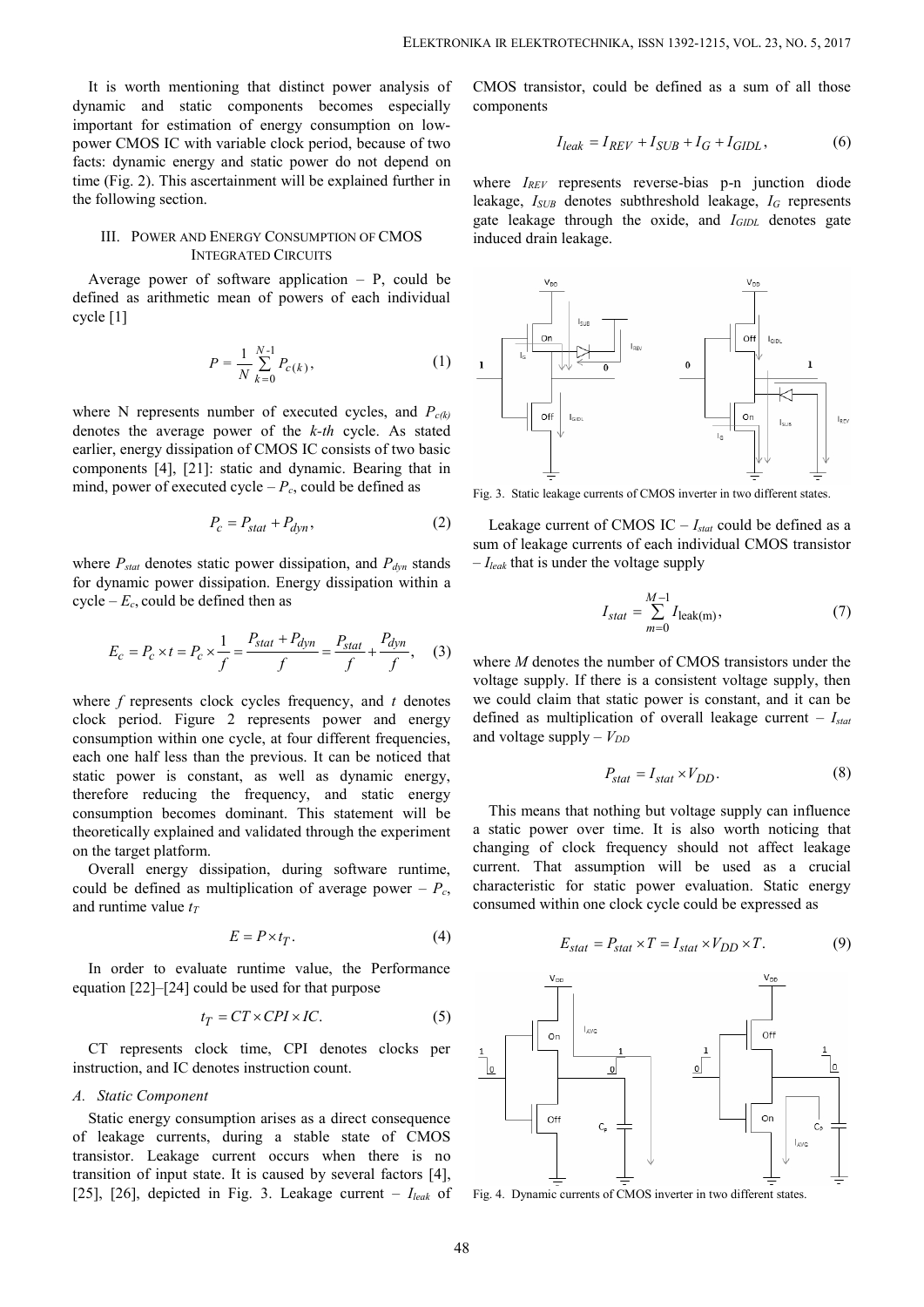It is worth mentioning that distinct power analysis of dynamic and static components becomes especially important for estimation of energy consumption on low-power CMOS IC with variable clock period, because of two facts: dynamic energy and static power do not depend on time (Fig. 2). This ascertainment will be explained further in the following section.

## III. Power and Energy Consumption of CMOS Integrated Circuits

Average power of software application – P, could be defined as arithmetic mean of powers of each individual cycle [1]

$$P = \frac{1}{N}\sum_{k=0}^{N-1} P_{c(k)}, \tag{1}$$

where N represents number of executed cycles, and $P_{c(k)}$ denotes the average power of the *k-th* cycle. As stated earlier, energy dissipation of CMOS IC consists of two basic components [4], [21]: static and dynamic. Bearing that in mind, power of executed cycle – $P_c$, could be defined as

$$P_c = P_{stat} + P_{dyn}, \tag{2}$$

where $P_{stat}$ denotes static power dissipation, and $P_{dyn}$ stands for dynamic power dissipation. Energy dissipation within a cycle – $E_c$, could be defined then as

$$E_c = P_c \times t = P_c \times \frac{1}{f} = \frac{P_{stat} + P_{dyn}}{f} = \frac{P_{stat}}{f} + \frac{P_{dyn}}{f}, \tag{3}$$

where *f* represents clock cycles frequency, and *t* denotes clock period. Figure 2 represents power and energy consumption within one cycle, at four different frequencies, each one half less than the previous. It can be noticed that static power is constant, as well as dynamic energy, therefore reducing the frequency, and static energy consumption becomes dominant. This statement will be theoretically explained and validated through the experiment on the target platform.

Overall energy dissipation, during software runtime, could be defined as multiplication of average power – $P_c$, and runtime value $t_T$

$$E = P \times t_T. \tag{4}$$

In order to evaluate runtime value, the Performance equation [22]–[24] could be used for that purpose

$$t_T = CT \times CPI \times IC. \tag{5}$$

CT represents clock time, CPI denotes clocks per instruction, and IC denotes instruction count.

### A. Static Component

Static energy consumption arises as a direct consequence of leakage currents, during a stable state of CMOS transistor. Leakage current occurs when there is no transition of input state. It is caused by several factors [4], [25], [26], depicted in Fig. 3. Leakage current – $I_{leak}$ of CMOS transistor, could be defined as a sum of all those components

$$I_{leak} = I_{REV} + I_{SUB} + I_G + I_{GIDL}, \tag{6}$$

where $I_{REV}$ represents reverse-bias p-n junction diode leakage, $I_{SUB}$ denotes subthreshold leakage, $I_G$ represents gate leakage through the oxide, and $I_{GIDL}$ denotes gate induced drain leakage.

Fig. 3. Static leakage currents of CMOS inverter in two different states.

Leakage current of CMOS IC – $I_{stat}$ could be defined as a sum of leakage currents of each individual CMOS transistor – $I_{leak}$ that is under the voltage supply

$$I_{stat} = \sum_{m=0}^{M-1} I_{\text{leak}(m)}, \tag{7}$$

where *M* denotes the number of CMOS transistors under the voltage supply. If there is a consistent voltage supply, then we could claim that static power is constant, and it can be defined as multiplication of overall leakage current – $I_{stat}$ and voltage supply – $V_{DD}$

$$P_{stat} = I_{stat} \times V_{DD}. \tag{8}$$

This means that nothing but voltage supply can influence a static power over time. It is also worth noticing that changing of clock frequency should not affect leakage current. That assumption will be used as a crucial characteristic for static power evaluation. Static energy consumed within one clock cycle could be expressed as

$$E_{stat} = P_{stat} \times T = I_{stat} \times V_{DD} \times T. \tag{9}$$

Fig. 4. Dynamic currents of CMOS inverter in two different states.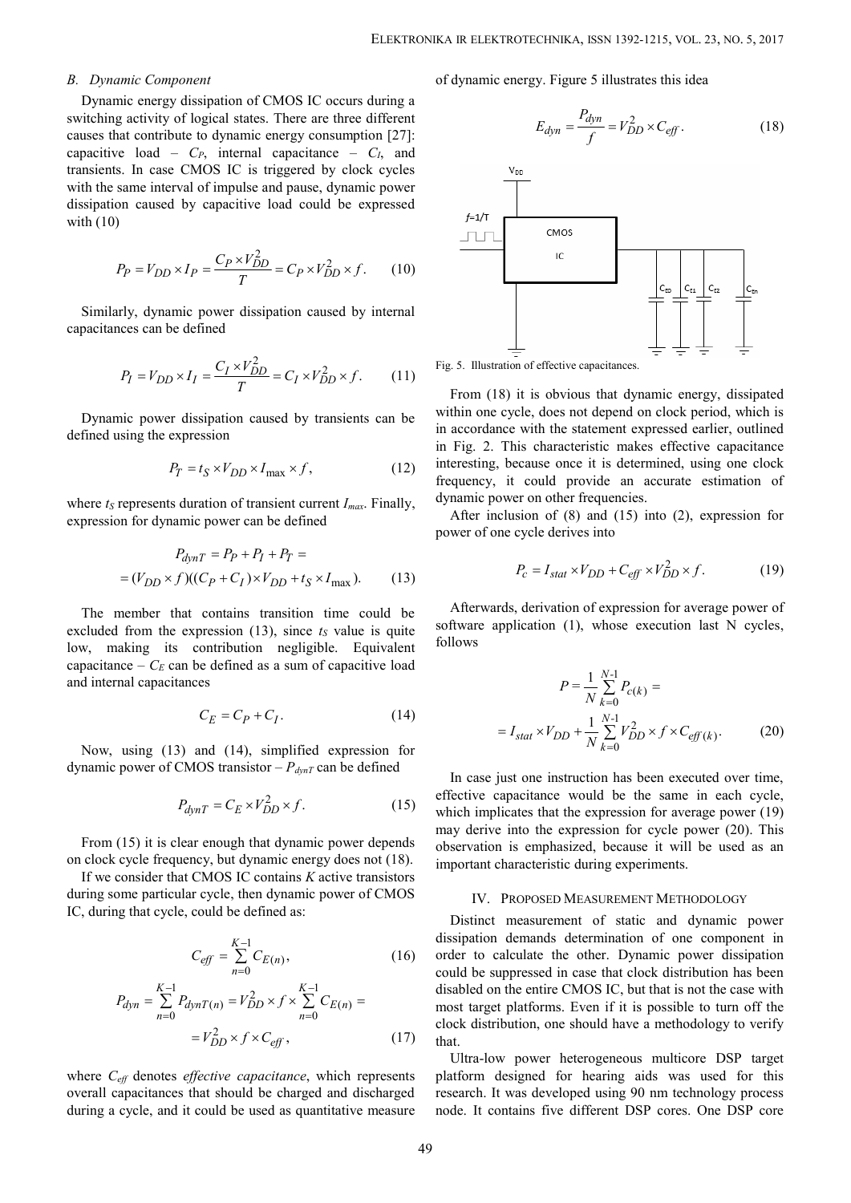### B. Dynamic Component

Dynamic energy dissipation of CMOS IC occurs during a switching activity of logical states. There are three different causes that contribute to dynamic energy consumption [27]: capacitive load – $C_P$, internal capacitance – $C_I$, and transients. In case CMOS IC is triggered by clock cycles with the same interval of impulse and pause, dynamic power dissipation caused by capacitive load could be expressed with (10)

$$P_P = V_{DD} \times I_P = \frac{C_P \times V_{DD}^2}{T} = C_P \times V_{DD}^2 \times f. \quad (10)$$

Similarly, dynamic power dissipation caused by internal capacitances can be defined

$$P_I = V_{DD} \times I_I = \frac{C_I \times V_{DD}^2}{T} = C_I \times V_{DD}^2 \times f. \quad (11)$$

Dynamic power dissipation caused by transients can be defined using the expression

$$P_T = t_S \times V_{DD} \times I_{\max} \times f, \quad (12)$$

where $t_S$ represents duration of transient current $I_{max}$. Finally, expression for dynamic power can be defined

$$P_{dynT} = P_P + P_I + P_T =$$
$$= (V_{DD} \times f)((C_P + C_I) \times V_{DD} + t_S \times I_{\max}). \quad (13)$$

The member that contains transition time could be excluded from the expression (13), since $t_S$ value is quite low, making its contribution negligible. Equivalent capacitance – $C_E$ can be defined as a sum of capacitive load and internal capacitances

$$C_E = C_P + C_I. \quad (14)$$

Now, using (13) and (14), simplified expression for dynamic power of CMOS transistor – $P_{dynT}$ can be defined

$$P_{dynT} = C_E \times V_{DD}^2 \times f. \quad (15)$$

From (15) it is clear enough that dynamic power depends on clock cycle frequency, but dynamic energy does not (18).

If we consider that CMOS IC contains $K$ active transistors during some particular cycle, then dynamic power of CMOS IC, during that cycle, could be defined as:

$$C_{eff} = \sum_{n=0}^{K-1} C_{E(n)}, \quad (16)$$

$$P_{dyn} = \sum_{n=0}^{K-1} P_{dynT(n)} = V_{DD}^2 \times f \times \sum_{n=0}^{K-1} C_{E(n)} =$$
$$= V_{DD}^2 \times f \times C_{eff}, \quad (17)$$

where $C_{eff}$ denotes *effective capacitance*, which represents overall capacitances that should be charged and discharged during a cycle, and it could be used as quantitative measure of dynamic energy. Figure 5 illustrates this idea

$$E_{dyn} = \frac{P_{dyn}}{f} = V_{DD}^2 \times C_{eff}. \quad (18)$$

Fig. 5. Illustration of effective capacitances.

From (18) it is obvious that dynamic energy, dissipated within one cycle, does not depend on clock period, which is in accordance with the statement expressed earlier, outlined in Fig. 2. This characteristic makes effective capacitance interesting, because once it is determined, using one clock frequency, it could provide an accurate estimation of dynamic power on other frequencies.

After inclusion of (8) and (15) into (2), expression for power of one cycle derives into

$$P_c = I_{stat} \times V_{DD} + C_{eff} \times V_{DD}^2 \times f. \quad (19)$$

Afterwards, derivation of expression for average power of software application (1), whose execution last N cycles, follows

$$P = \frac{1}{N} \sum_{k=0}^{N-1} P_{c(k)} =$$
$$= I_{stat} \times V_{DD} + \frac{1}{N} \sum_{k=0}^{N-1} V_{DD}^2 \times f \times C_{eff(k)}. \quad (20)$$

In case just one instruction has been executed over time, effective capacitance would be the same in each cycle, which implicates that the expression for average power (19) may derive into the expression for cycle power (20). This observation is emphasized, because it will be used as an important characteristic during experiments.

## IV. Proposed Measurement Methodology

Distinct measurement of static and dynamic power dissipation demands determination of one component in order to calculate the other. Dynamic power dissipation could be suppressed in case that clock distribution has been disabled on the entire CMOS IC, but that is not the case with most target platforms. Even if it is possible to turn off the clock distribution, one should have a methodology to verify that.

Ultra-low power heterogeneous multicore DSP target platform designed for hearing aids was used for this research. It was developed using 90 nm technology process node. It contains five different DSP cores. One DSP core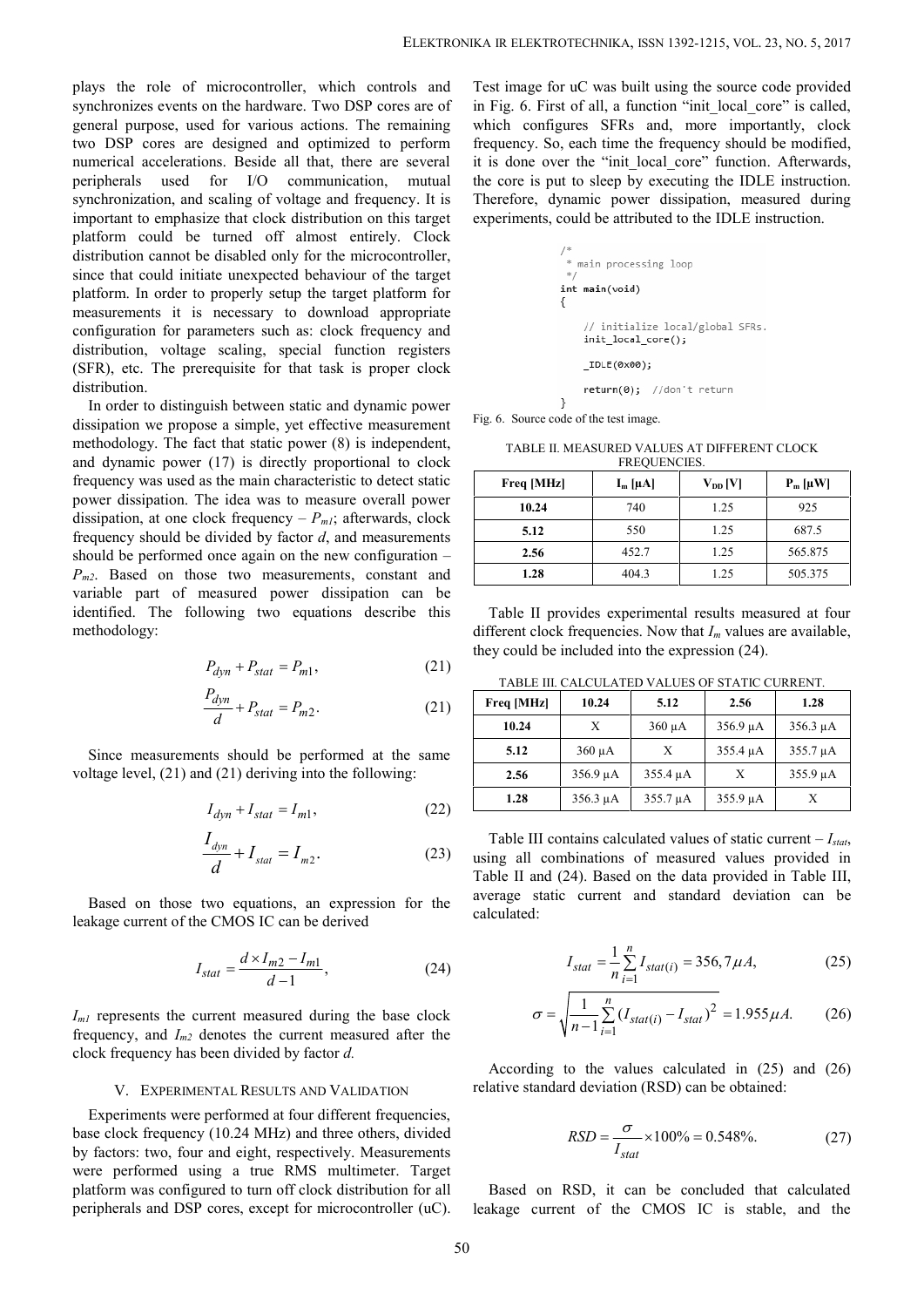plays the role of microcontroller, which controls and synchronizes events on the hardware. Two DSP cores are of general purpose, used for various actions. The remaining two DSP cores are designed and optimized to perform numerical accelerations. Beside all that, there are several peripherals used for I/O communication, mutual synchronization, and scaling of voltage and frequency. It is important to emphasize that clock distribution on this target platform could be turned off almost entirely. Clock distribution cannot be disabled only for the microcontroller, since that could initiate unexpected behaviour of the target platform. In order to properly setup the target platform for measurements it is necessary to download appropriate configuration for parameters such as: clock frequency and distribution, voltage scaling, special function registers (SFR), etc. The prerequisite for that task is proper clock distribution.

In order to distinguish between static and dynamic power dissipation we propose a simple, yet effective measurement methodology. The fact that static power (8) is independent, and dynamic power (17) is directly proportional to clock frequency was used as the main characteristic to detect static power dissipation. The idea was to measure overall power dissipation, at one clock frequency – $P_{m1}$; afterwards, clock frequency should be divided by factor $d$, and measurements should be performed once again on the new configuration – $P_{m2}$. Based on those two measurements, constant and variable part of measured power dissipation can be identified. The following two equations describe this methodology:

$$P_{dyn} + P_{stat} = P_{m1}, \tag{21}$$

$$\frac{P_{dyn}}{d} + P_{stat} = P_{m2}. \tag{21}$$

Since measurements should be performed at the same voltage level, (21) and (21) deriving into the following:

$$I_{dyn} + I_{stat} = I_{m1}, \tag{22}$$

$$\frac{I_{dyn}}{d} + I_{stat} = I_{m2}. \tag{23}$$

Based on those two equations, an expression for the leakage current of the CMOS IC can be derived

$$I_{stat} = \frac{d \times I_{m2} - I_{m1}}{d-1}, \tag{24}$$

$I_{m1}$ represents the current measured during the base clock frequency, and $I_{m2}$ denotes the current measured after the clock frequency has been divided by factor $d$.

## V. Experimental Results and Validation

Experiments were performed at four different frequencies, base clock frequency (10.24 MHz) and three others, divided by factors: two, four and eight, respectively. Measurements were performed using a true RMS multimeter. Target platform was configured to turn off clock distribution for all peripherals and DSP cores, except for microcontroller (uC). Test image for uC was built using the source code provided in Fig. 6. First of all, a function "init_local_core" is called, which configures SFRs and, more importantly, clock frequency. So, each time the frequency should be modified, it is done over the "init_local_core" function. Afterwards, the core is put to sleep by executing the IDLE instruction. Therefore, dynamic power dissipation, measured during experiments, could be attributed to the IDLE instruction.

```
/*
 * main processing loop
 */
int main(void)
{

    // initialize local/global SFRs.
    init_local_core();

    _IDLE(0x00);

    return(0);  //don't return
}
```

Fig. 6. Source code of the test image.

TABLE II. MEASURED VALUES AT DIFFERENT CLOCK FREQUENCIES.

| Freq [MHz] | $I_m$ [μA] | $V_{DD}$ [V] | $P_m$ [μW] |
|---|---|---|---|
| **10.24** | 740 | 1.25 | 925 |
| **5.12** | 550 | 1.25 | 687.5 |
| **2.56** | 452.7 | 1.25 | 565.875 |
| **1.28** | 404.3 | 1.25 | 505.375 |

Table II provides experimental results measured at four different clock frequencies. Now that $I_m$ values are available, they could be included into the expression (24).

TABLE III. CALCULATED VALUES OF STATIC CURRENT.

| Freq [MHz] | 10.24 | 5.12 | 2.56 | 1.28 |
|---|---|---|---|---|
| **10.24** | X | 360 μA | 356.9 μA | 356.3 μA |
| **5.12** | 360 μA | X | 355.4 μA | 355.7 μA |
| **2.56** | 356.9 μA | 355.4 μA | X | 355.9 μA |
| **1.28** | 356.3 μA | 355.7 μA | 355.9 μA | X |

Table III contains calculated values of static current – $I_{stat}$, using all combinations of measured values provided in Table II and (24). Based on the data provided in Table III, average static current and standard deviation can be calculated:

$$I_{stat} = \frac{1}{n}\sum_{i=1}^{n} I_{stat(i)} = 356,7\mu A, \tag{25}$$

$$\sigma = \sqrt{\frac{1}{n-1}\sum_{i=1}^{n}(I_{stat(i)} - I_{stat})^2} = 1.955\mu A. \tag{26}$$

According to the values calculated in (25) and (26) relative standard deviation (RSD) can be obtained:

$$RSD = \frac{\sigma}{I_{stat}} \times 100\% = 0.548\%. \tag{27}$$

Based on RSD, it can be concluded that calculated leakage current of the CMOS IC is stable, and the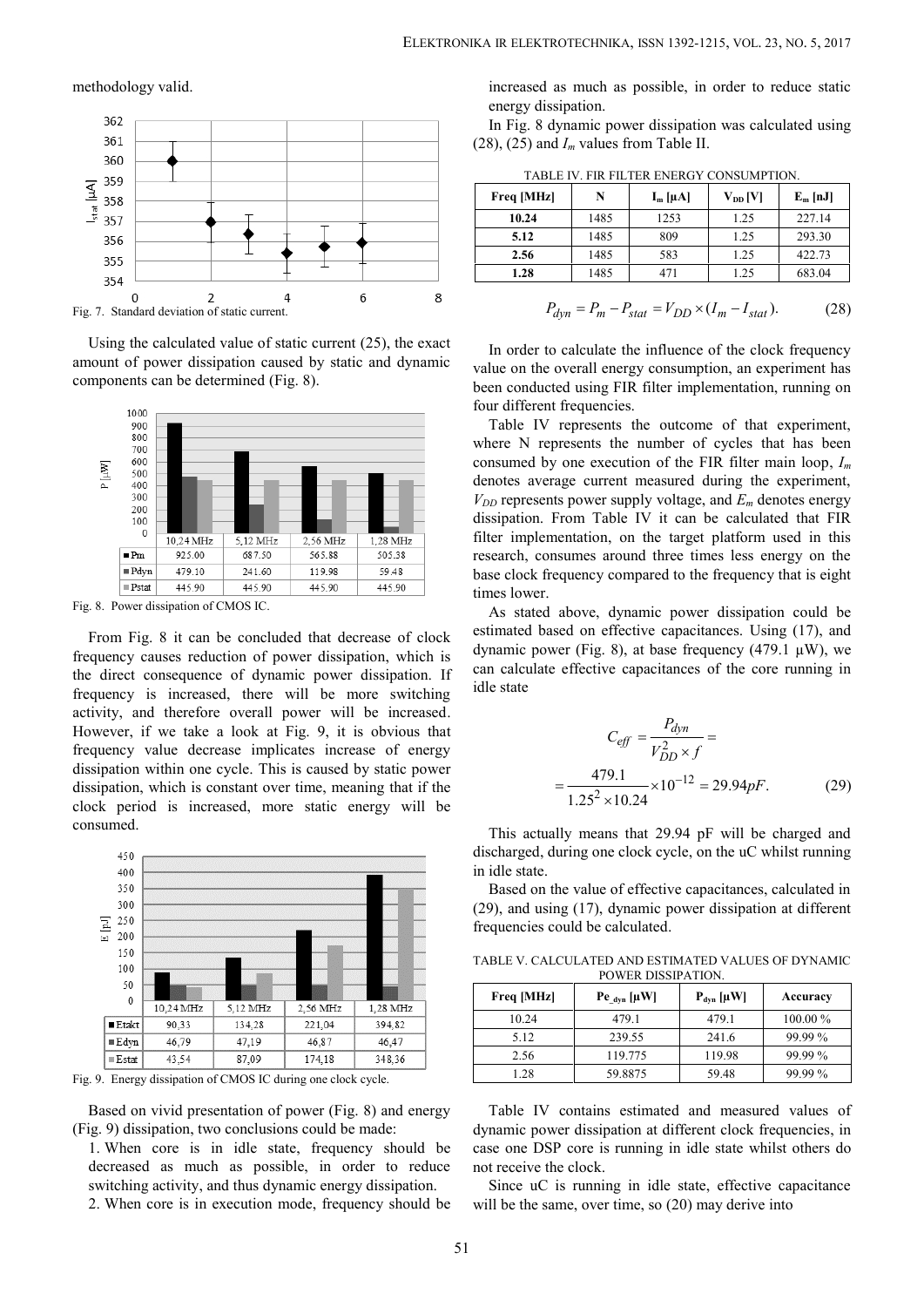methodology valid.

Fig. 7. Standard deviation of static current.

Using the calculated value of static current (25), the exact amount of power dissipation caused by static and dynamic components can be determined (Fig. 8).

| | 10,24 MHz | 5,12 MHz | 2,56 MHz | 1,28 MHz |
|---|---|---|---|---|
| Pm | 925.00 | 687.50 | 565.88 | 505.38 |
| Pdyn | 479.10 | 241.60 | 119.98 | 59.48 |
| Pstat | 445.90 | 445.90 | 445.90 | 445.90 |

Fig. 8. Power dissipation of CMOS IC.

From Fig. 8 it can be concluded that decrease of clock frequency causes reduction of power dissipation, which is the direct consequence of dynamic power dissipation. If frequency is increased, there will be more switching activity, and therefore overall power will be increased. However, if we take a look at Fig. 9, it is obvious that frequency value decrease implicates increase of energy dissipation within one cycle. This is caused by static power dissipation, which is constant over time, meaning that if the clock period is increased, more static energy will be consumed.

| | 10,24 MHz | 5,12 MHz | 2,56 MHz | 1,28 MHz |
|---|---|---|---|---|
| Etakt | 90,33 | 134,28 | 221,04 | 394,82 |
| Edyn | 46,79 | 47,19 | 46,87 | 46,47 |
| Estat | 43,54 | 87,09 | 174,18 | 348,36 |

Fig. 9. Energy dissipation of CMOS IC during one clock cycle.

Based on vivid presentation of power (Fig. 8) and energy (Fig. 9) dissipation, two conclusions could be made:

1. When core is in idle state, frequency should be decreased as much as possible, in order to reduce switching activity, and thus dynamic energy dissipation.
2. When core is in execution mode, frequency should be increased as much as possible, in order to reduce static energy dissipation.

In Fig. 8 dynamic power dissipation was calculated using (28), (25) and $I_m$ values from Table II.

TABLE IV. FIR FILTER ENERGY CONSUMPTION.

| Freq [MHz] | N | $I_m$ [μA] | $V_{DD}$ [V] | $E_m$ [nJ] |
|---|---|---|---|---|
| **10.24** | 1485 | 1253 | 1.25 | 227.14 |
| **5.12** | 1485 | 809 | 1.25 | 293.30 |
| **2.56** | 1485 | 583 | 1.25 | 422.73 |
| **1.28** | 1485 | 471 | 1.25 | 683.04 |

$$P_{dyn} = P_m - P_{stat} = V_{DD} \times (I_m - I_{stat}). \tag{28}$$

In order to calculate the influence of the clock frequency value on the overall energy consumption, an experiment has been conducted using FIR filter implementation, running on four different frequencies.

Table IV represents the outcome of that experiment, where N represents the number of cycles that has been consumed by one execution of the FIR filter main loop, $I_m$ denotes average current measured during the experiment, $V_{DD}$ represents power supply voltage, and $E_m$ denotes energy dissipation. From Table IV it can be calculated that FIR filter implementation, on the target platform used in this research, consumes around three times less energy on the base clock frequency compared to the frequency that is eight times lower.

As stated above, dynamic power dissipation could be estimated based on effective capacitances. Using (17), and dynamic power (Fig. 8), at base frequency (479.1 μW), we can calculate effective capacitances of the core running in idle state

$$C_{eff} = \frac{P_{dyn}}{V_{DD}^2 \times f} = \\ = \frac{479.1}{1.25^2 \times 10.24} \times 10^{-12} = 29.94 pF. \tag{29}$$

This actually means that 29.94 pF will be charged and discharged, during one clock cycle, on the uC whilst running in idle state.

Based on the value of effective capacitances, calculated in (29), and using (17), dynamic power dissipation at different frequencies could be calculated.

TABLE V. CALCULATED AND ESTIMATED VALUES OF DYNAMIC POWER DISSIPATION.

| Freq [MHz] | $Pe_{\_dyn}$ [μW] | $P_{dyn}$ [μW] | Accuracy |
|---|---|---|---|
| 10.24 | 479.1 | 479.1 | 100.00 % |
| 5.12 | 239.55 | 241.6 | 99.99 % |
| 2.56 | 119.775 | 119.98 | 99.99 % |
| 1.28 | 59.8875 | 59.48 | 99.99 % |

Table IV contains estimated and measured values of dynamic power dissipation at different clock frequencies, in case one DSP core is running in idle state whilst others do not receive the clock.

Since uC is running in idle state, effective capacitance will be the same, over time, so (20) may derive into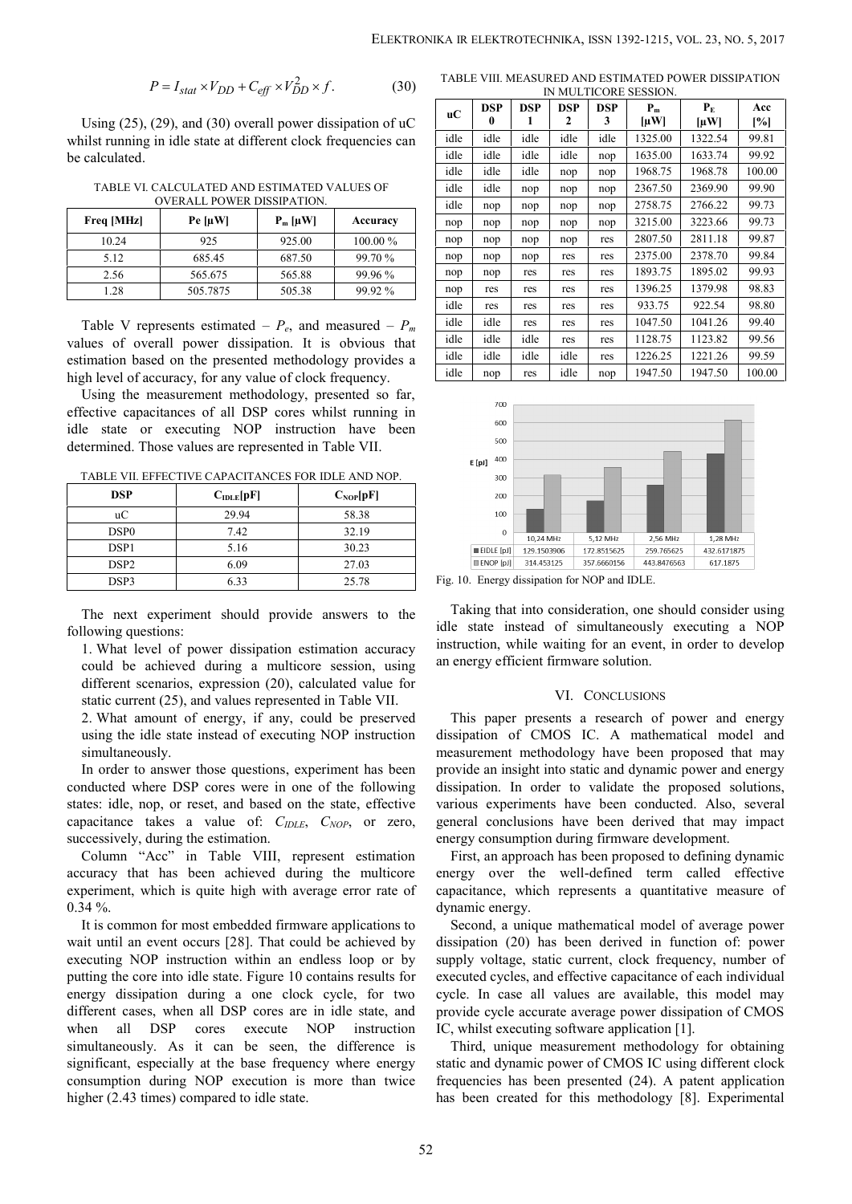$$P = I_{stat} \times V_{DD} + C_{eff} \times V_{DD}^2 \times f. \qquad (30)$$

Using (25), (29), and (30) overall power dissipation of uC whilst running in idle state at different clock frequencies can be calculated.

TABLE VI. CALCULATED AND ESTIMATED VALUES OF OVERALL POWER DISSIPATION.

| Freq [MHz] | Pe [μW] | $P_m$ [μW] | Accuracy |
|---|---|---|---|
| 10.24 | 925 | 925.00 | 100.00 % |
| 5.12 | 685.45 | 687.50 | 99.70 % |
| 2.56 | 565.675 | 565.88 | 99.96 % |
| 1.28 | 505.7875 | 505.38 | 99.92 % |

Table V represents estimated – $P_e$, and measured – $P_m$ values of overall power dissipation. It is obvious that estimation based on the presented methodology provides a high level of accuracy, for any value of clock frequency.

Using the measurement methodology, presented so far, effective capacitances of all DSP cores whilst running in idle state or executing NOP instruction have been determined. Those values are represented in Table VII.

TABLE VII. EFFECTIVE CAPACITANCES FOR IDLE AND NOP.

| DSP | $C_{IDLE}$[pF] | $C_{NOP}$[pF] |
|---|---|---|
| uC | 29.94 | 58.38 |
| DSP0 | 7.42 | 32.19 |
| DSP1 | 5.16 | 30.23 |
| DSP2 | 6.09 | 27.03 |
| DSP3 | 6.33 | 25.78 |

The next experiment should provide answers to the following questions:

1. What level of power dissipation estimation accuracy could be achieved during a multicore session, using different scenarios, expression (20), calculated value for static current (25), and values represented in Table VII.
2. What amount of energy, if any, could be preserved using the idle state instead of executing NOP instruction simultaneously.

In order to answer those questions, experiment has been conducted where DSP cores were in one of the following states: idle, nop, or reset, and based on the state, effective capacitance takes a value of: $C_{IDLE}$, $C_{NOP}$, or zero, successively, during the estimation.

Column "Acc" in Table VIII, represent estimation accuracy that has been achieved during the multicore experiment, which is quite high with average error rate of 0.34 %.

It is common for most embedded firmware applications to wait until an event occurs [28]. That could be achieved by executing NOP instruction within an endless loop or by putting the core into idle state. Figure 10 contains results for energy dissipation during a one clock cycle, for two different cases, when all DSP cores are in idle state, and when all DSP cores execute NOP instruction simultaneously. As it can be seen, the difference is significant, especially at the base frequency where energy consumption during NOP execution is more than twice higher (2.43 times) compared to idle state.

TABLE VIII. MEASURED AND ESTIMATED POWER DISSIPATION IN MULTICORE SESSION.

| uC | DSP 0 | DSP 1 | DSP 2 | DSP 3 | $P_m$ [μW] | $P_E$ [μW] | Acc [%] |
|---|---|---|---|---|---|---|---|
| idle | idle | idle | idle | idle | 1325.00 | 1322.54 | 99.81 |
| idle | idle | idle | idle | nop | 1635.00 | 1633.74 | 99.92 |
| idle | idle | idle | nop | nop | 1968.75 | 1968.78 | 100.00 |
| idle | idle | nop | nop | nop | 2367.50 | 2369.90 | 99.90 |
| idle | nop | nop | nop | nop | 2758.75 | 2766.22 | 99.73 |
| nop | nop | nop | nop | nop | 3215.00 | 3223.66 | 99.73 |
| nop | nop | nop | nop | res | 2807.50 | 2811.18 | 99.87 |
| nop | nop | nop | res | res | 2375.00 | 2378.70 | 99.84 |
| nop | nop | res | res | res | 1893.75 | 1895.02 | 99.93 |
| nop | res | res | res | res | 1396.25 | 1379.98 | 98.83 |
| idle | res | res | res | res | 933.75 | 922.54 | 98.80 |
| idle | idle | res | res | res | 1047.50 | 1041.26 | 99.40 |
| idle | idle | idle | res | res | 1128.75 | 1123.82 | 99.56 |
| idle | idle | idle | idle | res | 1226.25 | 1221.26 | 99.59 |
| idle | nop | res | idle | nop | 1947.50 | 1947.50 | 100.00 |

| | 10,24 MHz | 5,12 MHz | 2,56 MHz | 1,28 MHz |
|---|---|---|---|---|
| EIDLE [pJ] | 129.1503906 | 172.8515625 | 259.765625 | 432.6171875 |
| ENOP [pJ] | 314.453125 | 357.6660156 | 443.8476563 | 617.1875 |

Fig. 10. Energy dissipation for NOP and IDLE.

Taking that into consideration, one should consider using idle state instead of simultaneously executing a NOP instruction, while waiting for an event, in order to develop an energy efficient firmware solution.

## VI. CONCLUSIONS

This paper presents a research of power and energy dissipation of CMOS IC. A mathematical model and measurement methodology have been proposed that may provide an insight into static and dynamic power and energy dissipation. In order to validate the proposed solutions, various experiments have been conducted. Also, several general conclusions have been derived that may impact energy consumption during firmware development.

First, an approach has been proposed to defining dynamic energy over the well-defined term called effective capacitance, which represents a quantitative measure of dynamic energy.

Second, a unique mathematical model of average power dissipation (20) has been derived in function of: power supply voltage, static current, clock frequency, number of executed cycles, and effective capacitance of each individual cycle. In case all values are available, this model may provide cycle accurate average power dissipation of CMOS IC, whilst executing software application [1].

Third, unique measurement methodology for obtaining static and dynamic power of CMOS IC using different clock frequencies has been presented (24). A patent application has been created for this methodology [8]. Experimental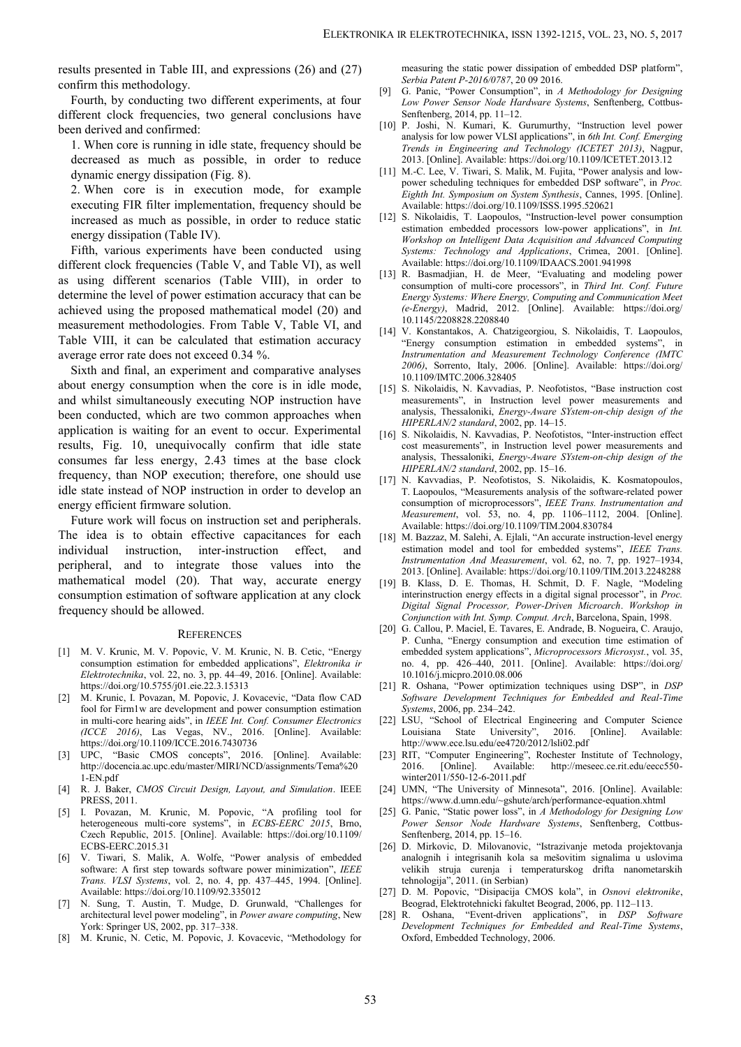results presented in Table III, and expressions (26) and (27) confirm this methodology.

Fourth, by conducting two different experiments, at four different clock frequencies, two general conclusions have been derived and confirmed:

1. When core is running in idle state, frequency should be decreased as much as possible, in order to reduce dynamic energy dissipation (Fig. 8).

2. When core is in execution mode, for example executing FIR filter implementation, frequency should be increased as much as possible, in order to reduce static energy dissipation (Table IV).

Fifth, various experiments have been conducted using different clock frequencies (Table V, and Table VI), as well as using different scenarios (Table VIII), in order to determine the level of power estimation accuracy that can be achieved using the proposed mathematical model (20) and measurement methodologies. From Table V, Table VI, and Table VIII, it can be calculated that estimation accuracy average error rate does not exceed 0.34 %.

Sixth and final, an experiment and comparative analyses about energy consumption when the core is in idle mode, and whilst simultaneously executing NOP instruction have been conducted, which are two common approaches when application is waiting for an event to occur. Experimental results, Fig. 10, unequivocally confirm that idle state consumes far less energy, 2.43 times at the base clock frequency, than NOP execution; therefore, one should use idle state instead of NOP instruction in order to develop an energy efficient firmware solution.

Future work will focus on instruction set and peripherals. The idea is to obtain effective capacitances for each individual instruction, inter-instruction effect, and peripheral, and to integrate those values into the mathematical model (20). That way, accurate energy consumption estimation of software application at any clock frequency should be allowed.

## References

[1] M. V. Krunic, M. V. Popovic, V. M. Krunic, N. B. Cetic, "Energy consumption estimation for embedded applications", *Elektronika ir Elektrotechnika*, vol. 22, no. 3, pp. 44–49, 2016. [Online]. Available: https://doi.org/10.5755/j01.eie.22.3.15313

[2] M. Krunic, I. Povazan, M. Popovic, J. Kovacevic, "Data flow CAD fool for Firm1w are development and power consumption estimation in multi-core hearing aids", in *IEEE Int. Conf. Consumer Electronics (ICCE 2016)*, Las Vegas, NV., 2016. [Online]. Available: https://doi.org/10.1109/ICCE.2016.7430736

[3] UPC, "Basic CMOS concepts", 2016. [Online]. Available: http://docencia.ac.upc.edu/master/MIRI/NCD/assignments/Tema%201-EN.pdf

[4] R. J. Baker, *CMOS Circuit Design, Layout, and Simulation*. IEEE PRESS, 2011.

[5] I. Povazan, M. Krunic, M. Popovic, "A profiling tool for heterogeneous multi-core systems", in *ECBS-EERC 2015*, Brno, Czech Republic, 2015. [Online]. Available: https://doi.org/10.1109/ECBS-EERC.2015.31

[6] V. Tiwari, S. Malik, A. Wolfe, "Power analysis of embedded software: A first step towards software power minimization", *IEEE Trans. VLSI Systems*, vol. 2, no. 4, pp. 437–445, 1994. [Online]. Available: https://doi.org/10.1109/92.335012

[7] N. Sung, T. Austin, T. Mudge, D. Grunwald, "Challenges for architectural level power modeling", in *Power aware computing*, New York: Springer US, 2002, pp. 317–338.

[8] M. Krunic, N. Cetic, M. Popovic, J. Kovacevic, "Methodology for measuring the static power dissipation of embedded DSP platform", *Serbia Patent P-2016/0787*, 20 09 2016.

[9] G. Panic, "Power Consumption", in *A Methodology for Designing Low Power Sensor Node Hardware Systems*, Senftenberg, Cottbus-Senftenberg, 2014, pp. 11–12.

[10] P. Joshi, N. Kumari, K. Gurumurthy, "Instruction level power analysis for low power VLSI applications", in *6th Int. Conf. Emerging Trends in Engineering and Technology (ICETET 2013)*, Nagpur, 2013. [Online]. Available: https://doi.org/10.1109/ICETET.2013.12

[11] M.-C. Lee, V. Tiwari, S. Malik, M. Fujita, "Power analysis and low-power scheduling techniques for embedded DSP software", in *Proc. Eighth Int. Symposium on System Synthesis*, Cannes, 1995. [Online]. Available: https://doi.org/10.1109/ISSS.1995.520621

[12] S. Nikolaidis, T. Laopoulos, "Instruction-level power consumption estimation embedded processors low-power applications", in *Int. Workshop on Intelligent Data Acquisition and Advanced Computing Systems: Technology and Applications*, Crimea, 2001. [Online]. Available: https://doi.org/10.1109/IDAACS.2001.941998

[13] R. Basmadjian, H. de Meer, "Evaluating and modeling power consumption of multi-core processors", in *Third Int. Conf. Future Energy Systems: Where Energy, Computing and Communication Meet (e-Energy)*, Madrid, 2012. [Online]. Available: https://doi.org/10.1145/2208828.2208840

[14] V. Konstantakos, A. Chatzigeorgiou, S. Nikolaidis, T. Laopoulos, "Energy consumption estimation in embedded systems", in *Instrumentation and Measurement Technology Conference (IMTC 2006)*, Sorrento, Italy, 2006. [Online]. Available: https://doi.org/10.1109/IMTC.2006.328405

[15] S. Nikolaidis, N. Kavvadias, P. Neofotistos, "Base instruction cost measurements", in Instruction level power measurements and analysis, Thessaloniki, *Energy-Aware SYstem-on-chip design of the HIPERLAN/2 standard*, 2002, pp. 14–15.

[16] S. Nikolaidis, N. Kavvadias, P. Neofotistos, "Inter-instruction effect cost measurements", in Instruction level power measurements and analysis, Thessaloniki, *Energy-Aware SYstem-on-chip design of the HIPERLAN/2 standard*, 2002, pp. 15–16.

[17] N. Kavvadias, P. Neofotistos, S. Nikolaidis, K. Kosmatopoulos, T. Laopoulos, "Measurements analysis of the software-related power consumption of microprocessors", *IEEE Trans. Instrumentation and Measurement*, vol. 53, no. 4, pp. 1106–1112, 2004. [Online]. Available: https://doi.org/10.1109/TIM.2004.830784

[18] M. Bazzaz, M. Salehi, A. Ejlali, "An accurate instruction-level energy estimation model and tool for embedded systems", *IEEE Trans. Instrumentation And Measurement*, vol. 62, no. 7, pp. 1927–1934, 2013. [Online]. Available: https://doi.org/10.1109/TIM.2013.2248288

[19] B. Klass, D. E. Thomas, H. Schmit, D. F. Nagle, "Modeling interinstruction energy effects in a digital signal processor", in *Proc. Digital Signal Processor, Power-Driven Microarch. Workshop in Conjunction with Int. Symp. Comput. Arch*, Barcelona, Spain, 1998.

[20] G. Callou, P. Maciel, E. Tavares, E. Andrade, B. Nogueira, C. Araujo, P. Cunha, "Energy consumption and execution time estimation of embedded system applications", *Microprocessors Microsyst.*, vol. 35, no. 4, pp. 426–440, 2011. [Online]. Available: https://doi.org/10.1016/j.micpro.2010.08.006

[21] R. Oshana, "Power optimization techniques using DSP", in *DSP Software Development Techniques for Embedded and Real-Time Systems*, 2006, pp. 234–242.

[22] LSU, "School of Electrical Engineering and Computer Science Louisiana State University", 2016. [Online]. Available: http://www.ece.lsu.edu/ee4720/2012/lsli02.pdf

[23] RIT, "Computer Engineering", Rochester Institute of Technology, 2016. [Online]. Available: http://meseec.ce.rit.edu/eecc550-winter2011/550-12-6-2011.pdf

[24] UMN, "The University of Minnesota", 2016. [Online]. Available: https://www.d.umn.edu/~gshute/arch/performance-equation.xhtml

[25] G. Panic, "Static power loss", in *A Methodology for Designing Low Power Sensor Node Hardware Systems*, Senftenberg, Cottbus-Senftenberg, 2014, pp. 15–16.

[26] D. Mirkovic, D. Milovanovic, "Istrazivanje metoda projektovanja analognih i integrisanih kola sa mešovitim signalima u uslovima velikih struja curenja i temperaturskog drifta nanometarskih tehnologija", 2011. (in Serbian)

[27] D. M. Popovic, "Disipacija CMOS kola", in *Osnovi elektronike*, Beograd, Elektrotehnicki fakultet Beograd, 2006, pp. 112–113.

[28] R. Oshana, "Event-driven applications", in *DSP Software Development Techniques for Embedded and Real-Time Systems*, Oxford, Embedded Technology, 2006.